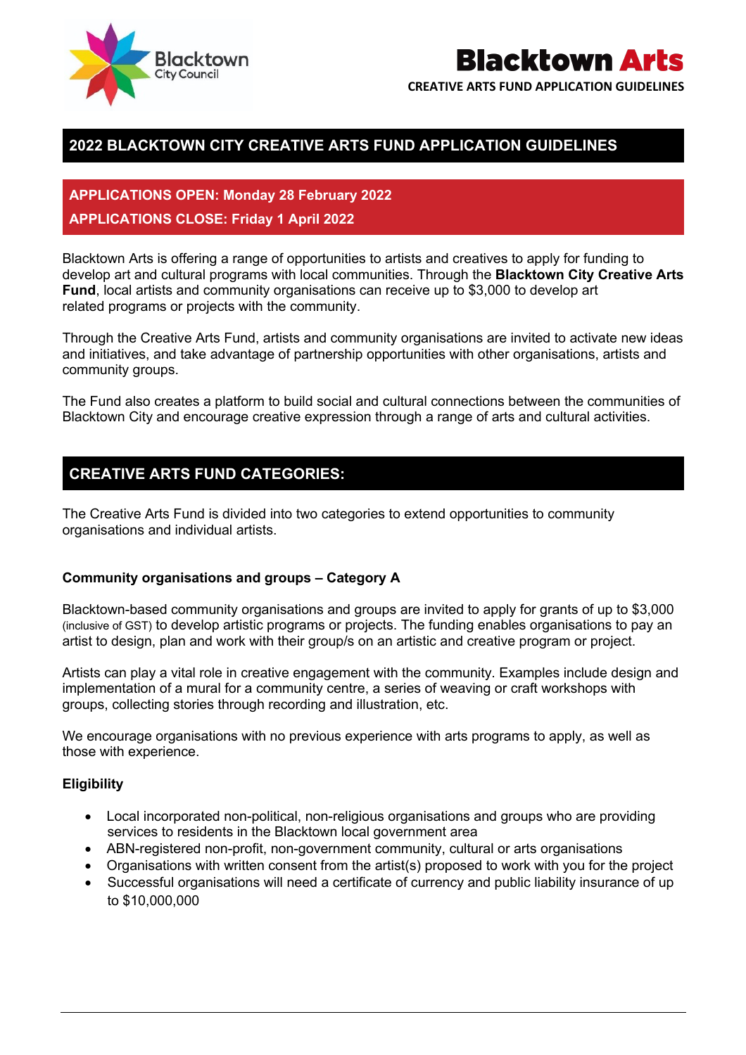# 2022 BLACKTOWN CITY CREATIVE ARTS FUND APPLICATION GUIDELINES

**APPLICATIONS OPEN: Monday 28 February 2022**

**APPLICATIONS CLOSE: Friday 1 April 2022**

Blacktown Arts is offering a range of opportunities to artists and creatives to apply for funding to develop art and cultural programs with local communities. Through the **Blacktown City Creative Arts Fund**, local artists and community organisations can receive up to $3,000 to develop art related programs or projects with the community.

Through the Creative Arts Fund, artists and community organisations are invited to activate new ideas and initiatives, and take advantage of partnership opportunities with other organisations, artists and community groups.

The Fund also creates a platform to build social and cultural connections between the communities of Blacktown City and encourage creative expression through a range of arts and cultural activities.

## CREATIVE ARTS FUND CATEGORIES:

The Creative Arts Fund is divided into two categories to extend opportunities to community organisations and individual artists.

### Community organisations and groups – Category A

Blacktown-based community organisations and groups are invited to apply for grants of up to $3,000 (inclusive of GST) to develop artistic programs or projects. The funding enables organisations to pay an artist to design, plan and work with their group/s on an artistic and creative program or project.

Artists can play a vital role in creative engagement with the community. Examples include design and implementation of a mural for a community centre, a series of weaving or craft workshops with groups, collecting stories through recording and illustration, etc.

We encourage organisations with no previous experience with arts programs to apply, as well as those with experience.

### Eligibility

- Local incorporated non-political, non-religious organisations and groups who are providing services to residents in the Blacktown local government area
- ABN-registered non-profit, non-government community, cultural or arts organisations
- Organisations with written consent from the artist(s) proposed to work with you for the project
- Successful organisations will need a certificate of currency and public liability insurance of up to $10,000,000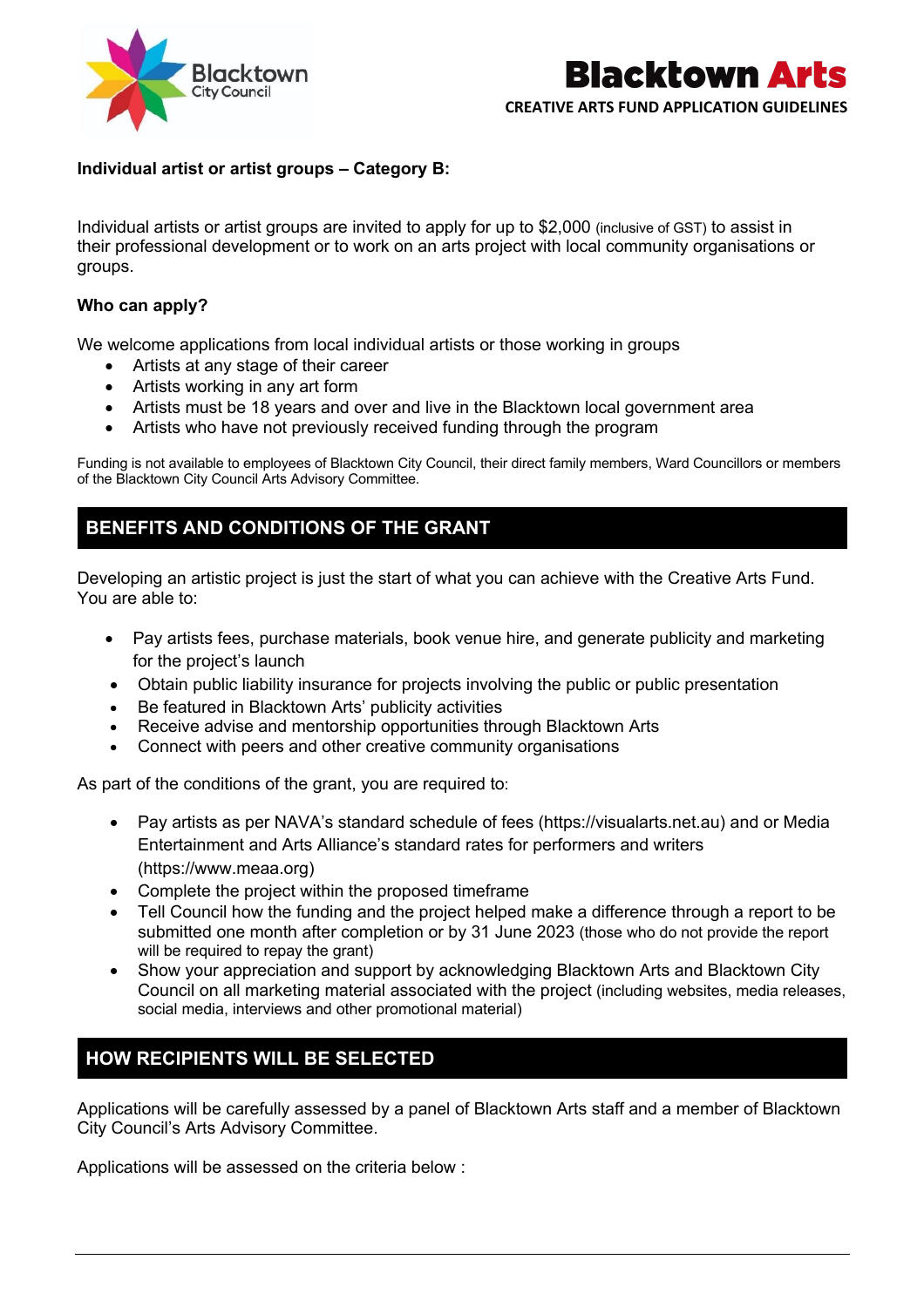**Individual artist or artist groups – Category B:**

Individual artists or artist groups are invited to apply for up to $2,000 (inclusive of GST) to assist in their professional development or to work on an arts project with local community organisations or groups.

**Who can apply?**

We welcome applications from local individual artists or those working in groups

- Artists at any stage of their career
- Artists working in any art form
- Artists must be 18 years and over and live in the Blacktown local government area
- Artists who have not previously received funding through the program

Funding is not available to employees of Blacktown City Council, their direct family members, Ward Councillors or members of the Blacktown City Council Arts Advisory Committee.

## BENEFITS AND CONDITIONS OF THE GRANT

Developing an artistic project is just the start of what you can achieve with the Creative Arts Fund. You are able to:

- Pay artists fees, purchase materials, book venue hire, and generate publicity and marketing for the project's launch
- Obtain public liability insurance for projects involving the public or public presentation
- Be featured in Blacktown Arts' publicity activities
- Receive advise and mentorship opportunities through Blacktown Arts
- Connect with peers and other creative community organisations

As part of the conditions of the grant, you are required to:

- Pay artists as per NAVA's standard schedule of fees (https://visualarts.net.au) and or Media Entertainment and Arts Alliance's standard rates for performers and writers (https://www.meaa.org)
- Complete the project within the proposed timeframe
- Tell Council how the funding and the project helped make a difference through a report to be submitted one month after completion or by 31 June 2023 (those who do not provide the report will be required to repay the grant)
- Show your appreciation and support by acknowledging Blacktown Arts and Blacktown City Council on all marketing material associated with the project (including websites, media releases, social media, interviews and other promotional material)

## HOW RECIPIENTS WILL BE SELECTED

Applications will be carefully assessed by a panel of Blacktown Arts staff and a member of Blacktown City Council's Arts Advisory Committee.

Applications will be assessed on the criteria below :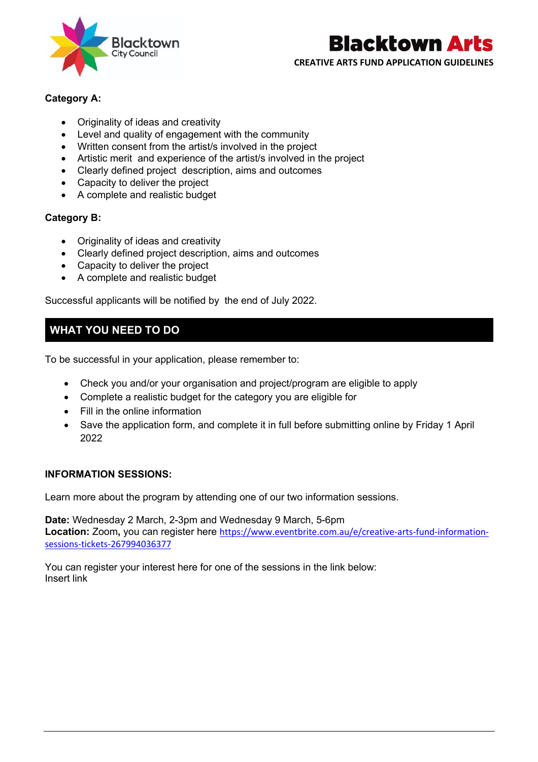**Category A:**

- Originality of ideas and creativity
- Level and quality of engagement with the community
- Written consent from the artist/s involved in the project
- Artistic merit and experience of the artist/s involved in the project
- Clearly defined project description, aims and outcomes
- Capacity to deliver the project
- A complete and realistic budget

**Category B:**

- Originality of ideas and creativity
- Clearly defined project description, aims and outcomes
- Capacity to deliver the project
- A complete and realistic budget

Successful applicants will be notified by the end of July 2022.

## WHAT YOU NEED TO DO

To be successful in your application, please remember to:

- Check you and/or your organisation and project/program are eligible to apply
- Complete a realistic budget for the category you are eligible for
- Fill in the online information
- Save the application form, and complete it in full before submitting online by Friday 1 April 2022

**INFORMATION SESSIONS:**

Learn more about the program by attending one of our two information sessions.

**Date:** Wednesday 2 March, 2-3pm and Wednesday 9 March, 5-6pm
**Location:** Zoom, you can register here https://www.eventbrite.com.au/e/creative-arts-fund-information-sessions-tickets-267994036377

You can register your interest here for one of the sessions in the link below:
Insert link